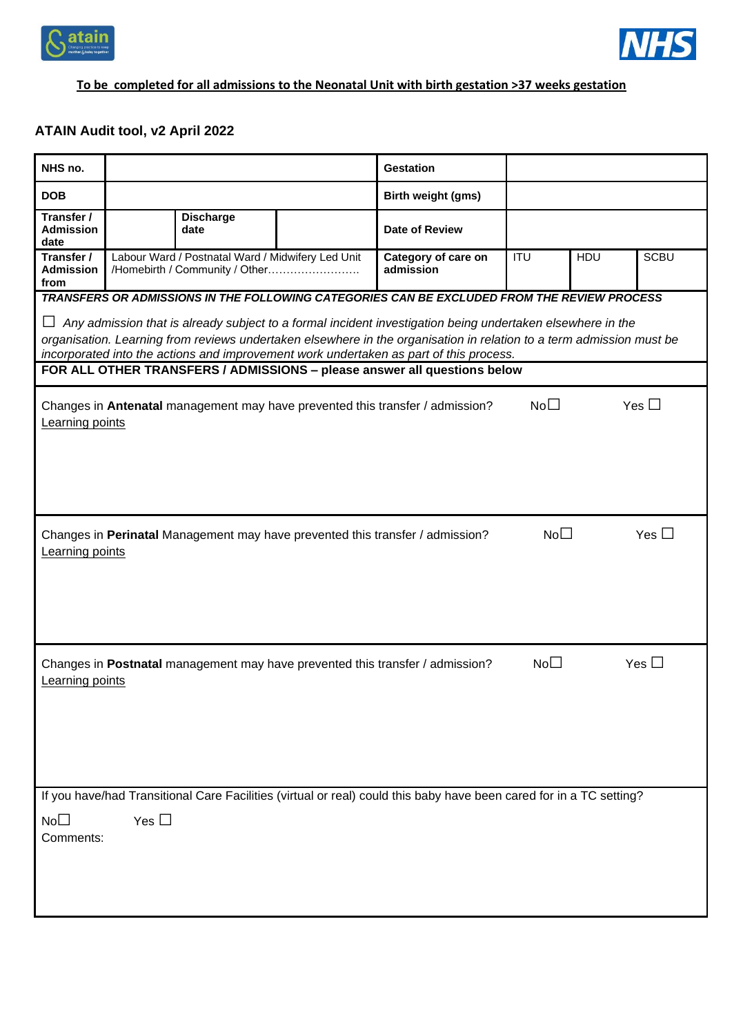**To be completed for all admissions to the Neonatal Unit with birth gestation >37 weeks gestation**

## ATAIN Audit tool, v2 April 2022

| **NHS no.** | | | **Gestation** | | | |
|---|---|---|---|---|---|---|
| **DOB** | | | **Birth weight (gms)** | | | |
| **Transfer / Admission date** | | **Discharge date** | **Date of Review** | | | |
| **Transfer / Admission from** | Labour Ward / Postnatal Ward / Midwifery Led Unit /Homebirth / Community / Other…………………… | | **Category of care on admission** | ITU | HDU | SCBU |

***TRANSFERS OR ADMISSIONS IN THE FOLLOWING CATEGORIES CAN BE EXCLUDED FROM THE REVIEW PROCESS***

☐ *Any admission that is already subject to a formal incident investigation being undertaken elsewhere in the organisation. Learning from reviews undertaken elsewhere in the organisation in relation to a term admission must be incorporated into the actions and improvement work undertaken as part of this process.*

**FOR ALL OTHER TRANSFERS / ADMISSIONS – please answer all questions below**

Changes in **Antenatal** management may have prevented this transfer / admission? No☐ Yes ☐

Learning points

Changes in **Perinatal** Management may have prevented this transfer / admission? No☐ Yes ☐

Learning points

Changes in **Postnatal** management may have prevented this transfer / admission? No☐ Yes ☐

Learning points

If you have/had Transitional Care Facilities (virtual or real) could this baby have been cared for in a TC setting?

No☐ Yes ☐

Comments: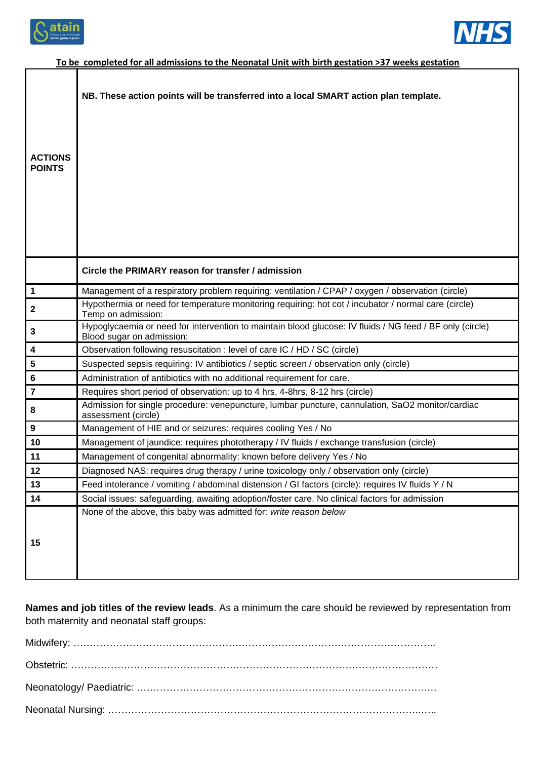**To be completed for all admissions to the Neonatal Unit with birth gestation >37 weeks gestation**

| | |
|---|---|
| **ACTIONS POINTS** | **NB. These action points will be transferred into a local SMART action plan template.** |
| | **Circle the PRIMARY reason for transfer / admission** |
| **1** | Management of a respiratory problem requiring: ventilation / CPAP / oxygen / observation (circle) |
| **2** | Hypothermia or need for temperature monitoring requiring: hot cot / incubator / normal care (circle) Temp on admission: |
| **3** | Hypoglycaemia or need for intervention to maintain blood glucose: IV fluids / NG feed / BF only (circle) Blood sugar on admission: |
| **4** | Observation following resuscitation : level of care IC / HD / SC (circle) |
| **5** | Suspected sepsis requiring: IV antibiotics / septic screen / observation only (circle) |
| **6** | Administration of antibiotics with no additional requirement for care. |
| **7** | Requires short period of observation: up to 4 hrs, 4-8hrs, 8-12 hrs (circle) |
| **8** | Admission for single procedure: venepuncture, lumbar puncture, cannulation, SaO2 monitor/cardiac assessment (circle) |
| **9** | Management of HIE and or seizures: requires cooling Yes / No |
| **10** | Management of jaundice: requires phototherapy / IV fluids / exchange transfusion (circle) |
| **11** | Management of congenital abnormality: known before delivery Yes / No |
| **12** | Diagnosed NAS: requires drug therapy / urine toxicology only / observation only (circle) |
| **13** | Feed intolerance / vomiting / abdominal distension / GI factors (circle): requires IV fluids Y / N |
| **14** | Social issues: safeguarding, awaiting adoption/foster care. No clinical factors for admission |
| **15** | None of the above, this baby was admitted for: *write reason below* |

**Names and job titles of the review leads**. As a minimum the care should be reviewed by representation from both maternity and neonatal staff groups:

Midwifery: ……………………………………………………………………………………………..

Obstetric: ………………………………………………………………………………………………

Neonatology/ Paediatric: ……………………………………………………………………………

Neonatal Nursing: ……………………………………………………………………………..…..